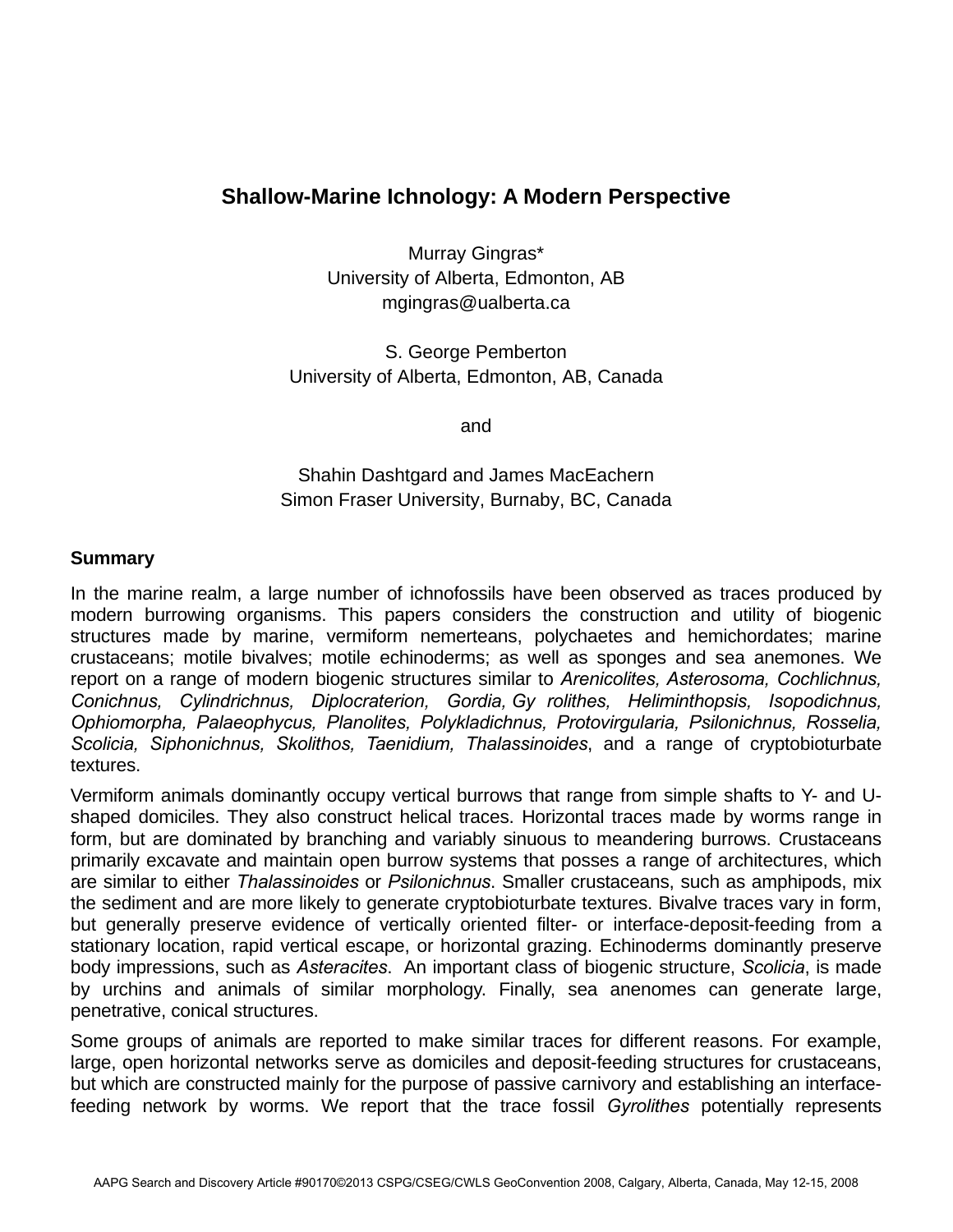# Shallow-Marine Ichnology: A Modern Perspective

Murray Gingras*
University of Alberta, Edmonton, AB
mgingras@ualberta.ca

S. George Pemberton
University of Alberta, Edmonton, AB, Canada

and

Shahin Dashtgard and James MacEachern
Simon Fraser University, Burnaby, BC, Canada

## Summary

In the marine realm, a large number of ichnofossils have been observed as traces produced by modern burrowing organisms. This papers considers the construction and utility of biogenic structures made by marine, vermiform nemerteans, polychaetes and hemichordates; marine crustaceans; motile bivalves; motile echinoderms; as well as sponges and sea anemones. We report on a range of modern biogenic structures similar to *Arenicolites, Asterosoma, Cochlichnus, Conichnus, Cylindrichnus, Diplocraterion, Gordia, Gy rolithes, Heliminthopsis, Isopodichnus, Ophiomorpha, Palaeophycus, Planolites, Polykladichnus, Protovirgularia, Psilonichnus, Rosselia, Scolicia, Siphonichnus, Skolithos, Taenidium, Thalassinoides*, and a range of cryptobioturbate textures.

Vermiform animals dominantly occupy vertical burrows that range from simple shafts to Y- and U-shaped domiciles. They also construct helical traces. Horizontal traces made by worms range in form, but are dominated by branching and variably sinuous to meandering burrows. Crustaceans primarily excavate and maintain open burrow systems that posses a range of architectures, which are similar to either *Thalassinoides* or *Psilonichnus*. Smaller crustaceans, such as amphipods, mix the sediment and are more likely to generate cryptobioturbate textures. Bivalve traces vary in form, but generally preserve evidence of vertically oriented filter- or interface-deposit-feeding from a stationary location, rapid vertical escape, or horizontal grazing. Echinoderms dominantly preserve body impressions, such as *Asteracites*. An important class of biogenic structure, *Scolicia*, is made by urchins and animals of similar morphology. Finally, sea anenomes can generate large, penetrative, conical structures.

Some groups of animals are reported to make similar traces for different reasons. For example, large, open horizontal networks serve as domiciles and deposit-feeding structures for crustaceans, but which are constructed mainly for the purpose of passive carnivory and establishing an interface-feeding network by worms. We report that the trace fossil *Gyrolithes* potentially represents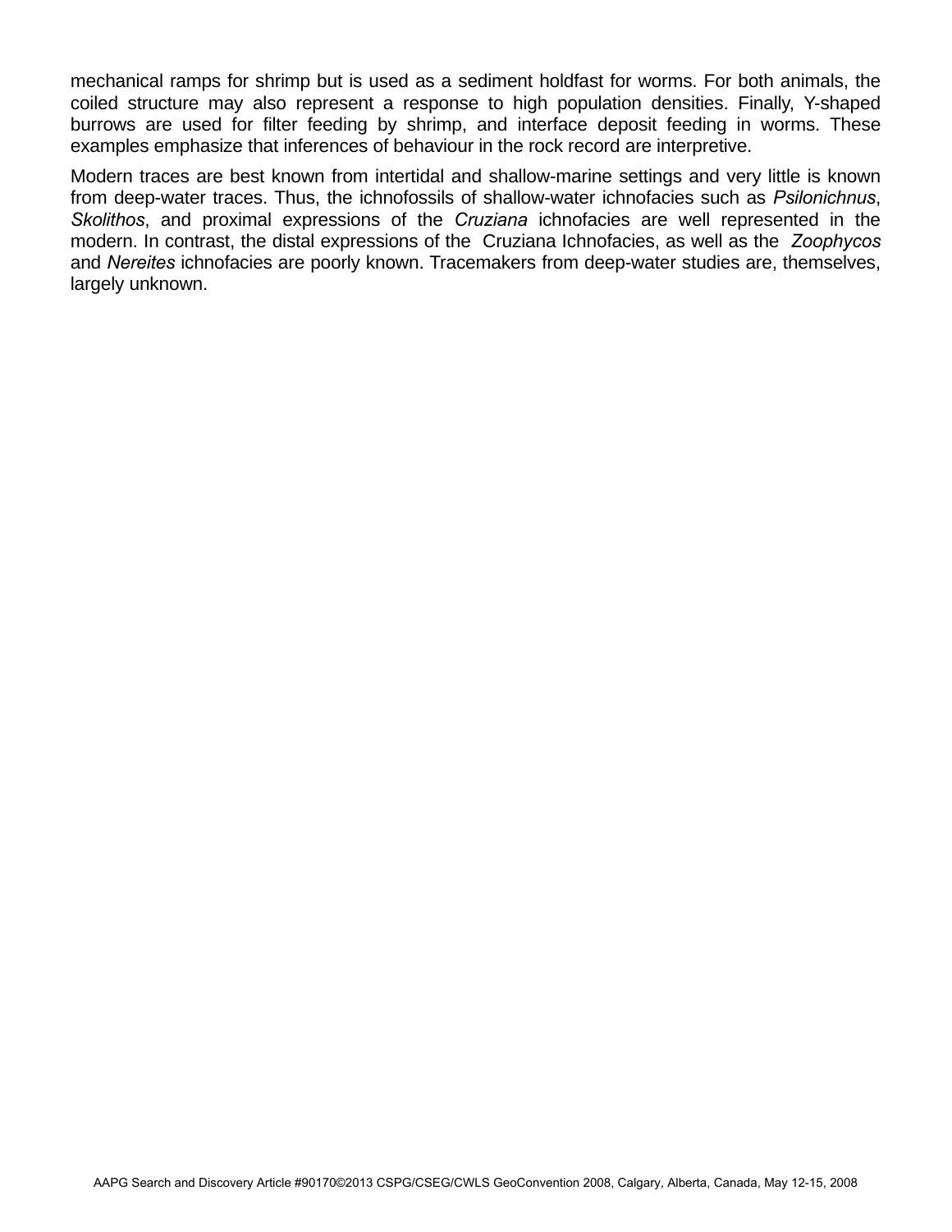mechanical ramps for shrimp but is used as a sediment holdfast for worms. For both animals, the coiled structure may also represent a response to high population densities. Finally, Y-shaped burrows are used for filter feeding by shrimp, and interface deposit feeding in worms. These examples emphasize that inferences of behaviour in the rock record are interpretive.

Modern traces are best known from intertidal and shallow-marine settings and very little is known from deep-water traces. Thus, the ichnofossils of shallow-water ichnofacies such as *Psilonichnus*, *Skolithos*, and proximal expressions of the *Cruziana* ichnofacies are well represented in the modern. In contrast, the distal expressions of the Cruziana Ichnofacies, as well as the *Zoophycos* and *Nereites* ichnofacies are poorly known. Tracemakers from deep-water studies are, themselves, largely unknown.